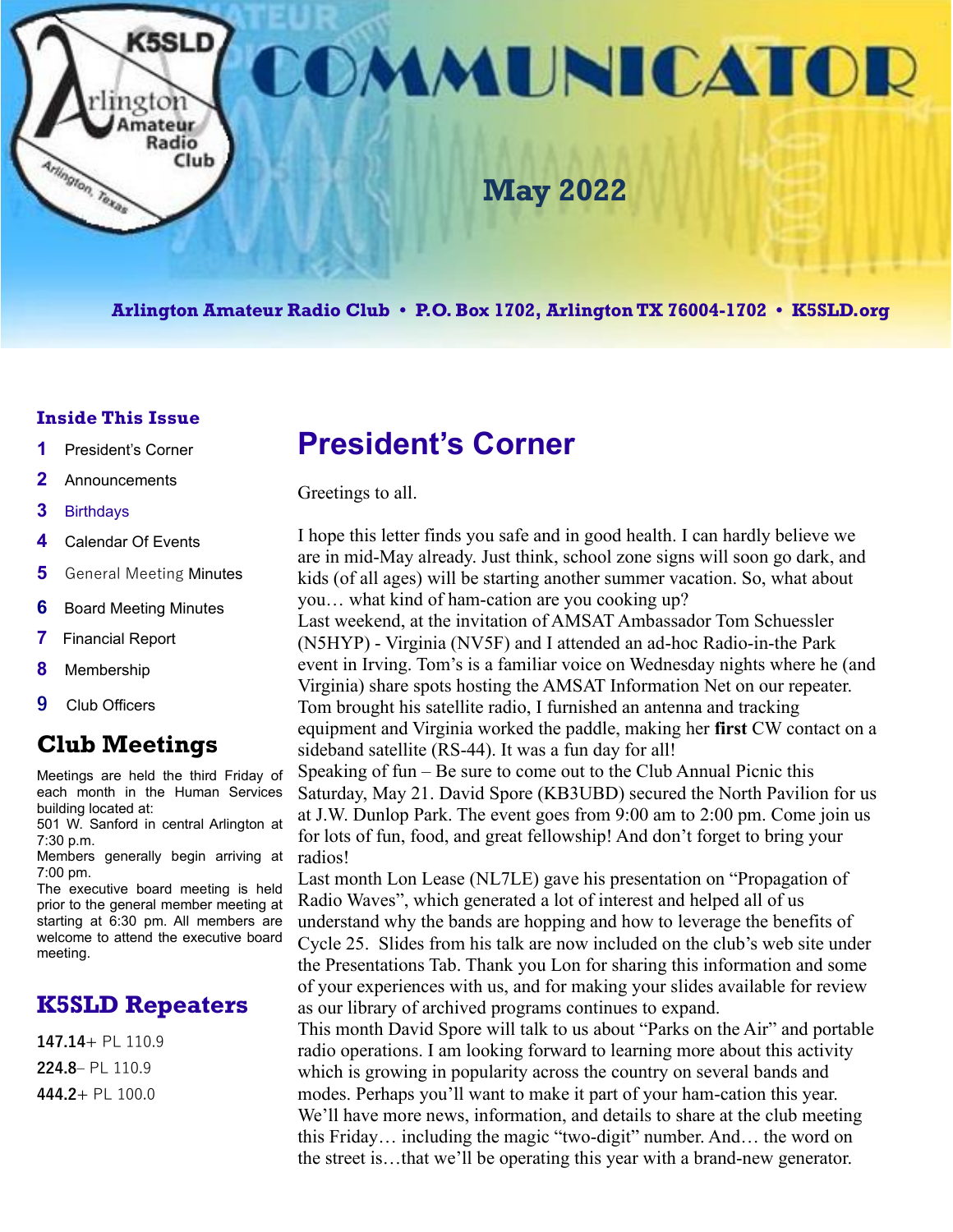# COMMUNICATOR

**May 2022**

**Arlington Amateur Radio Club • P.O. Box 1702, Arlington TX 76004-1702 • K5SLD.org**

### Inside This Issue

1. President's Corner
2. Announcements
3. Birthdays
4. Calendar Of Events
5. General Meeting Minutes
6. Board Meeting Minutes
7. Financial Report
8. Membership
9. Club Officers

## Club Meetings

Meetings are held the third Friday of each month in the Human Services building located at:
501 W. Sanford in central Arlington at 7:30 p.m.
Members generally begin arriving at 7:00 pm.
The executive board meeting is held prior to the general member meeting at starting at 6:30 pm. All members are welcome to attend the executive board meeting.

## K5SLD Repeaters

**147.14**+ PL 110.9

**224.8**– PL 110.9

**444.2**+ PL 100.0

# President's Corner

Greetings to all.

I hope this letter finds you safe and in good health. I can hardly believe we are in mid-May already. Just think, school zone signs will soon go dark, and kids (of all ages) will be starting another summer vacation. So, what about you… what kind of ham-cation are you cooking up?

Last weekend, at the invitation of AMSAT Ambassador Tom Schuessler (N5HYP) - Virginia (NV5F) and I attended an ad-hoc Radio-in-the Park event in Irving. Tom's is a familiar voice on Wednesday nights where he (and Virginia) share spots hosting the AMSAT Information Net on our repeater. Tom brought his satellite radio, I furnished an antenna and tracking equipment and Virginia worked the paddle, making her **first** CW contact on a sideband satellite (RS-44). It was a fun day for all!

Speaking of fun – Be sure to come out to the Club Annual Picnic this Saturday, May 21. David Spore (KB3UBD) secured the North Pavilion for us at J.W. Dunlop Park. The event goes from 9:00 am to 2:00 pm. Come join us for lots of fun, food, and great fellowship! And don't forget to bring your radios!

Last month Lon Lease (NL7LE) gave his presentation on "Propagation of Radio Waves", which generated a lot of interest and helped all of us understand why the bands are hopping and how to leverage the benefits of Cycle 25. Slides from his talk are now included on the club's web site under the Presentations Tab. Thank you Lon for sharing this information and some of your experiences with us, and for making your slides available for review as our library of archived programs continues to expand.

This month David Spore will talk to us about "Parks on the Air" and portable radio operations. I am looking forward to learning more about this activity which is growing in popularity across the country on several bands and modes. Perhaps you'll want to make it part of your ham-cation this year.

We'll have more news, information, and details to share at the club meeting this Friday… including the magic "two-digit" number. And… the word on the street is…that we'll be operating this year with a brand-new generator.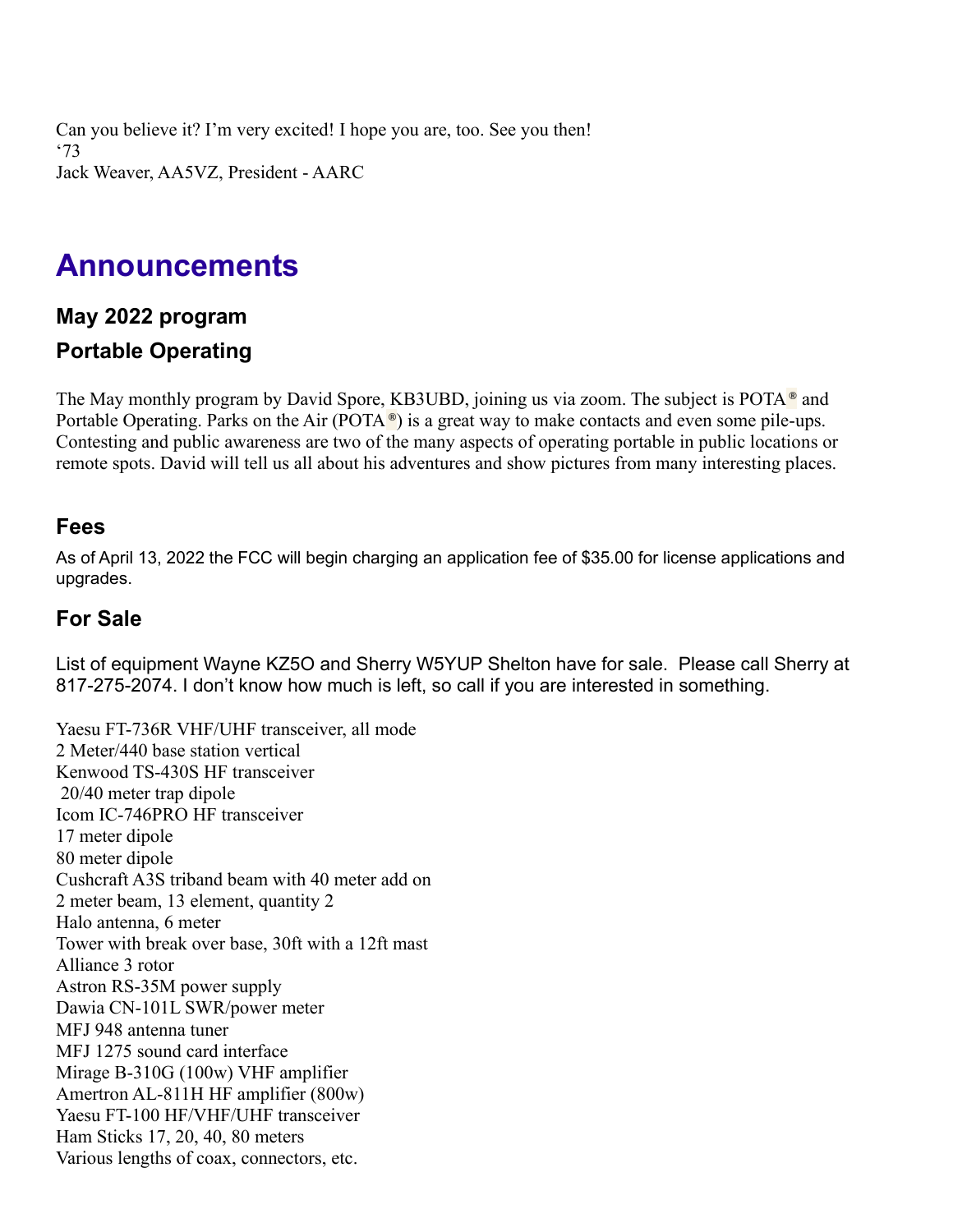Can you believe it? I'm very excited! I hope you are, too. See you then!
'73
Jack Weaver, AA5VZ, President - AARC

# Announcements

### May 2022 program

### Portable Operating

The May monthly program by David Spore, KB3UBD, joining us via zoom. The subject is POTA® and Portable Operating. Parks on the Air (POTA®) is a great way to make contacts and even some pile-ups. Contesting and public awareness are two of the many aspects of operating portable in public locations or remote spots. David will tell us all about his adventures and show pictures from many interesting places.

### Fees

As of April 13, 2022 the FCC will begin charging an application fee of $35.00 for license applications and upgrades.

### For Sale

List of equipment Wayne KZ5O and Sherry W5YUP Shelton have for sale. Please call Sherry at 817-275-2074. I don't know how much is left, so call if you are interested in something.

Yaesu FT-736R VHF/UHF transceiver, all mode
2 Meter/440 base station vertical
Kenwood TS-430S HF transceiver
20/40 meter trap dipole
Icom IC-746PRO HF transceiver
17 meter dipole
80 meter dipole
Cushcraft A3S triband beam with 40 meter add on
2 meter beam, 13 element, quantity 2
Halo antenna, 6 meter
Tower with break over base, 30ft with a 12ft mast
Alliance 3 rotor
Astron RS-35M power supply
Dawia CN-101L SWR/power meter
MFJ 948 antenna tuner
MFJ 1275 sound card interface
Mirage B-310G (100w) VHF amplifier
Amertron AL-811H HF amplifier (800w)
Yaesu FT-100 HF/VHF/UHF transceiver
Ham Sticks 17, 20, 40, 80 meters
Various lengths of coax, connectors, etc.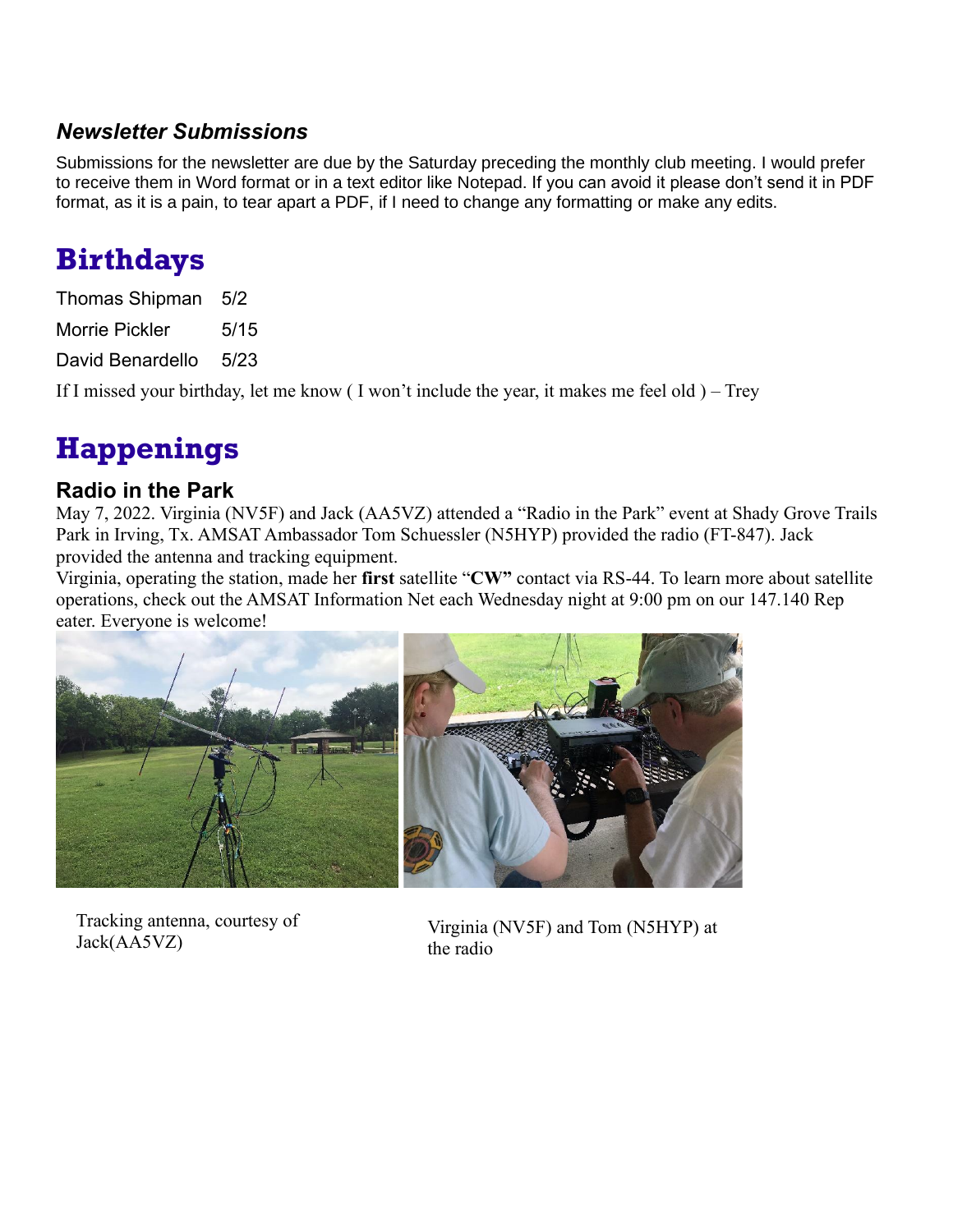### *Newsletter Submissions*

Submissions for the newsletter are due by the Saturday preceding the monthly club meeting. I would prefer to receive them in Word format or in a text editor like Notepad. If you can avoid it please don't send it in PDF format, as it is a pain, to tear apart a PDF, if I need to change any formatting or make any edits.

# Birthdays

| | |
|---|---|
| Thomas Shipman | 5/2 |
| Morrie Pickler | 5/15 |
| David Benardello | 5/23 |

If I missed your birthday, let me know ( I won't include the year, it makes me feel old ) – Trey

# Happenings

### Radio in the Park

May 7, 2022. Virginia (NV5F) and Jack (AA5VZ) attended a "Radio in the Park" event at Shady Grove Trails Park in Irving, Tx. AMSAT Ambassador Tom Schuessler (N5HYP) provided the radio (FT-847). Jack provided the antenna and tracking equipment.

Virginia, operating the station, made her **first** satellite "**CW"** contact via RS-44. To learn more about satellite operations, check out the AMSAT Information Net each Wednesday night at 9:00 pm on our 147.140 Repeater. Everyone is welcome!

Tracking antenna, courtesy of Jack(AA5VZ)

Virginia (NV5F) and Tom (N5HYP) at the radio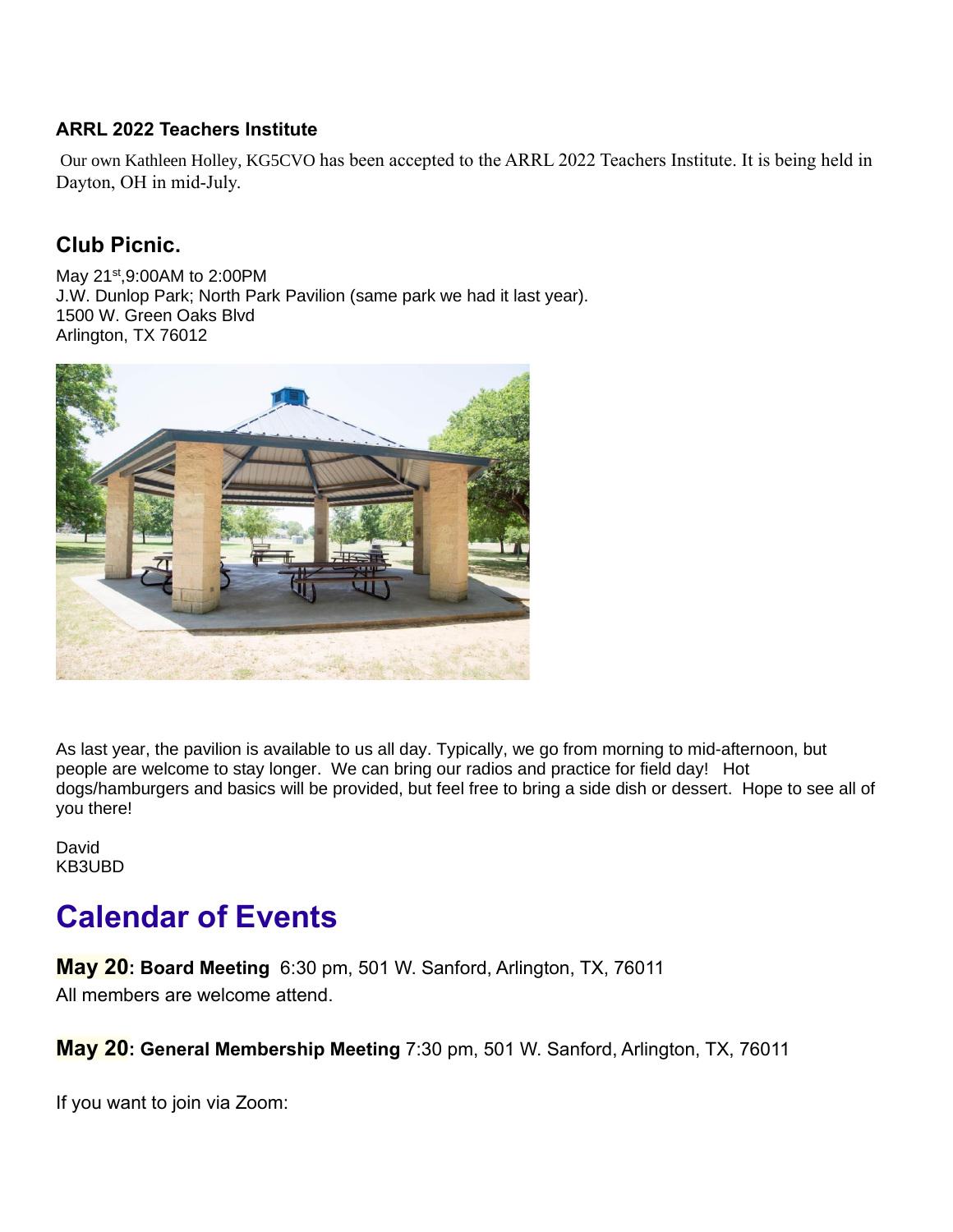### ARRL 2022 Teachers Institute

Our own Kathleen Holley, KG5CVO has been accepted to the ARRL 2022 Teachers Institute. It is being held in Dayton, OH in mid-July.

## Club Picnic.

May 21st,9:00AM to 2:00PM
J.W. Dunlop Park; North Park Pavilion (same park we had it last year).
1500 W. Green Oaks Blvd
Arlington, TX 76012

As last year, the pavilion is available to us all day. Typically, we go from morning to mid-afternoon, but people are welcome to stay longer. We can bring our radios and practice for field day! Hot dogs/hamburgers and basics will be provided, but feel free to bring a side dish or dessert. Hope to see all of you there!

David
KB3UBD

# Calendar of Events

**May 20: Board Meeting** 6:30 pm, 501 W. Sanford, Arlington, TX, 76011
All members are welcome attend.

**May 20: General Membership Meeting** 7:30 pm, 501 W. Sanford, Arlington, TX, 76011

If you want to join via Zoom: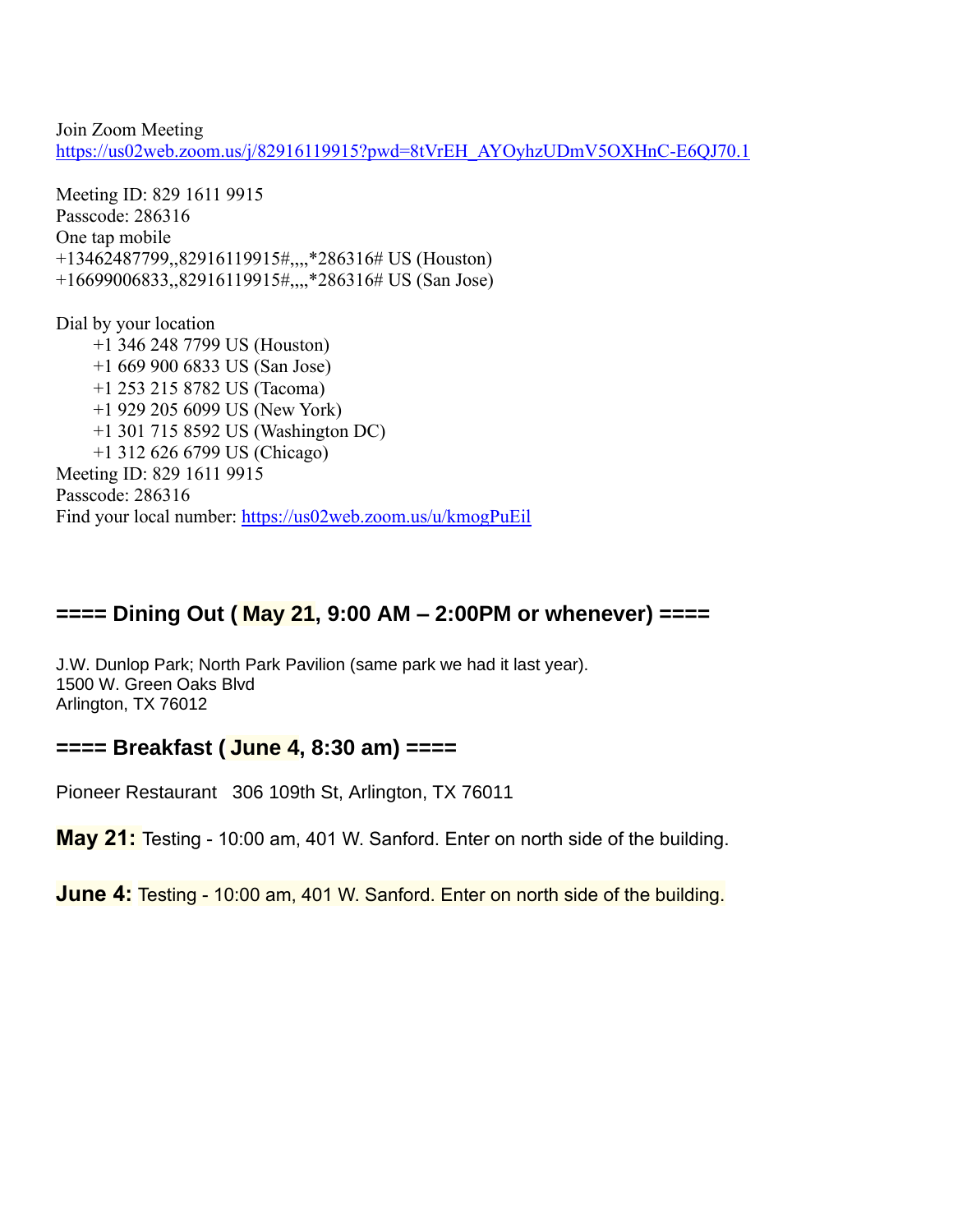Join Zoom Meeting
https://us02web.zoom.us/j/82916119915?pwd=8tVrEH_AYOyhzUDmV5OXHnC-E6QJ70.1

Meeting ID: 829 1611 9915
Passcode: 286316
One tap mobile
+13462487799,,82916119915#,,,,*286316# US (Houston)
+16699006833,,82916119915#,,,,*286316# US (San Jose)

Dial by your location
+1 346 248 7799 US (Houston)
+1 669 900 6833 US (San Jose)
+1 253 215 8782 US (Tacoma)
+1 929 205 6099 US (New York)
+1 301 715 8592 US (Washington DC)
+1 312 626 6799 US (Chicago)
Meeting ID: 829 1611 9915
Passcode: 286316
Find your local number: https://us02web.zoom.us/u/kmogPuEil

### ==== Dining Out ( May 21, 9:00 AM – 2:00PM or whenever) ====

J.W. Dunlop Park; North Park Pavilion (same park we had it last year).
1500 W. Green Oaks Blvd
Arlington, TX 76012

### ==== Breakfast ( June 4, 8:30 am) ====

Pioneer Restaurant   306 109th St, Arlington, TX 76011

**May 21:** Testing - 10:00 am, 401 W. Sanford. Enter on north side of the building.

**June 4:** Testing - 10:00 am, 401 W. Sanford. Enter on north side of the building.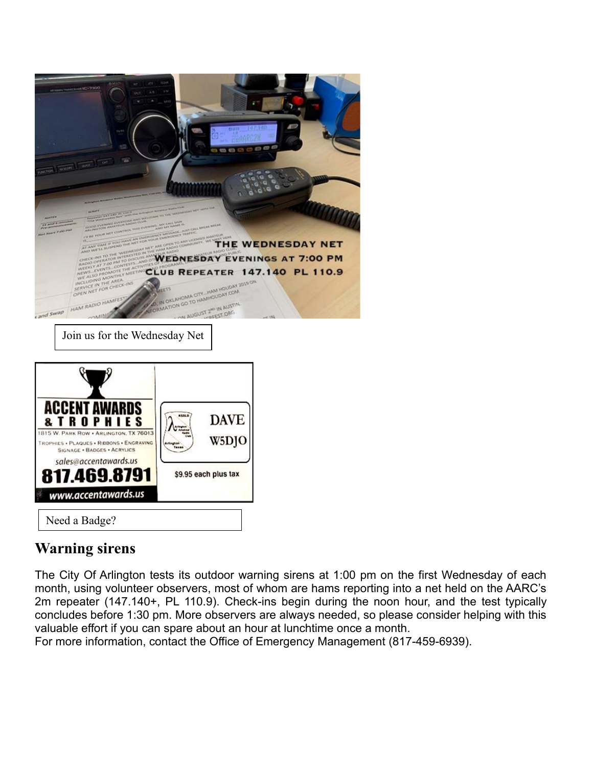Join us for the Wednesday Net

Need a Badge?

## Warning sirens

The City Of Arlington tests its outdoor warning sirens at 1:00 pm on the first Wednesday of each month, using volunteer observers, most of whom are hams reporting into a net held on the AARC's 2m repeater (147.140+, PL 110.9). Check-ins begin during the noon hour, and the test typically concludes before 1:30 pm. More observers are always needed, so please consider helping with this valuable effort if you can spare about an hour at lunchtime once a month.
For more information, contact the Office of Emergency Management (817-459-6939).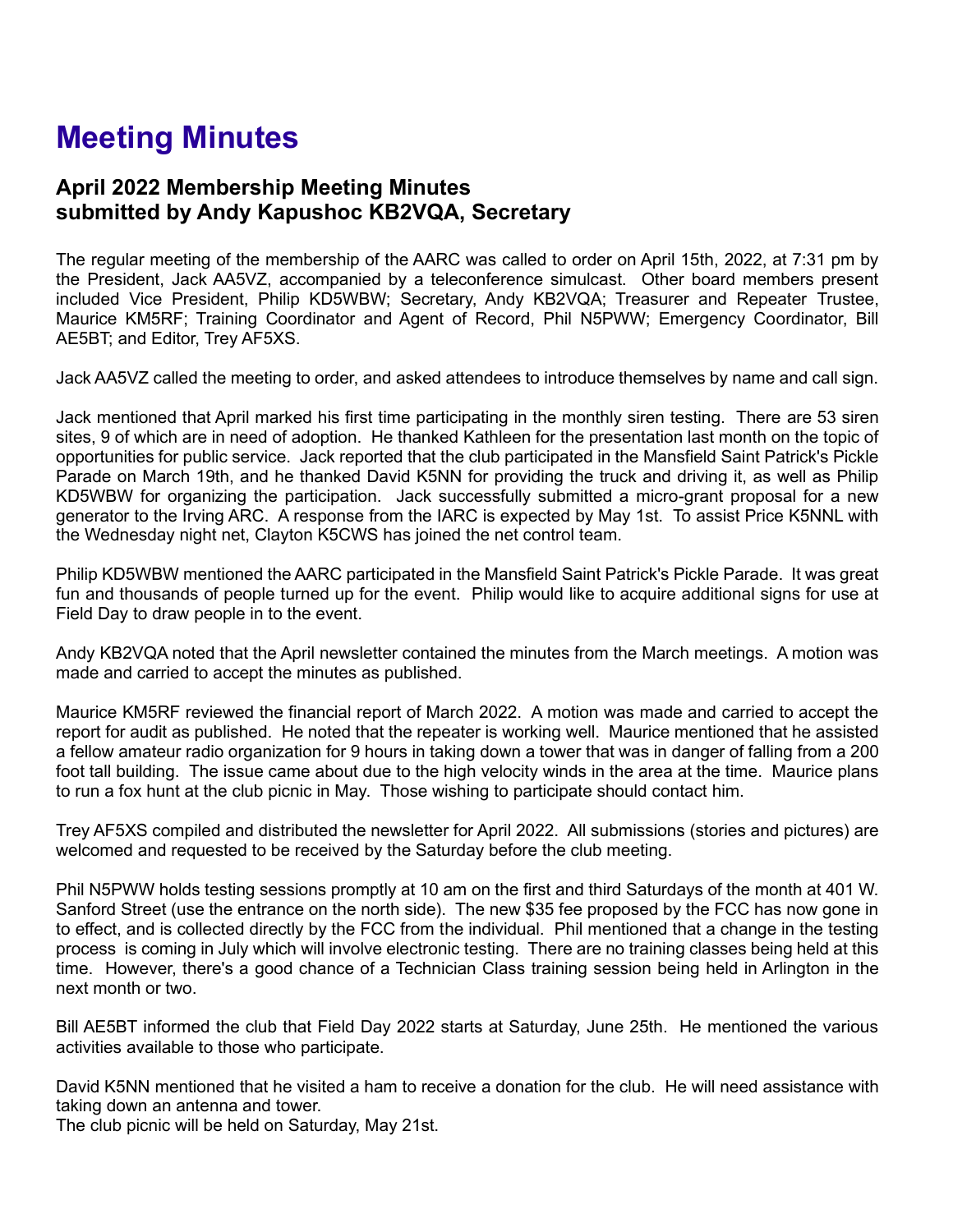# Meeting Minutes

## April 2022 Membership Meeting Minutes
## submitted by Andy Kapushoc KB2VQA, Secretary

The regular meeting of the membership of the AARC was called to order on April 15th, 2022, at 7:31 pm by the President, Jack AA5VZ, accompanied by a teleconference simulcast. Other board members present included Vice President, Philip KD5WBW; Secretary, Andy KB2VQA; Treasurer and Repeater Trustee, Maurice KM5RF; Training Coordinator and Agent of Record, Phil N5PWW; Emergency Coordinator, Bill AE5BT; and Editor, Trey AF5XS.

Jack AA5VZ called the meeting to order, and asked attendees to introduce themselves by name and call sign.

Jack mentioned that April marked his first time participating in the monthly siren testing. There are 53 siren sites, 9 of which are in need of adoption. He thanked Kathleen for the presentation last month on the topic of opportunities for public service. Jack reported that the club participated in the Mansfield Saint Patrick's Pickle Parade on March 19th, and he thanked David K5NN for providing the truck and driving it, as well as Philip KD5WBW for organizing the participation. Jack successfully submitted a micro-grant proposal for a new generator to the Irving ARC. A response from the IARC is expected by May 1st. To assist Price K5NNL with the Wednesday night net, Clayton K5CWS has joined the net control team.

Philip KD5WBW mentioned the AARC participated in the Mansfield Saint Patrick's Pickle Parade. It was great fun and thousands of people turned up for the event. Philip would like to acquire additional signs for use at Field Day to draw people in to the event.

Andy KB2VQA noted that the April newsletter contained the minutes from the March meetings. A motion was made and carried to accept the minutes as published.

Maurice KM5RF reviewed the financial report of March 2022. A motion was made and carried to accept the report for audit as published. He noted that the repeater is working well. Maurice mentioned that he assisted a fellow amateur radio organization for 9 hours in taking down a tower that was in danger of falling from a 200 foot tall building. The issue came about due to the high velocity winds in the area at the time. Maurice plans to run a fox hunt at the club picnic in May. Those wishing to participate should contact him.

Trey AF5XS compiled and distributed the newsletter for April 2022. All submissions (stories and pictures) are welcomed and requested to be received by the Saturday before the club meeting.

Phil N5PWW holds testing sessions promptly at 10 am on the first and third Saturdays of the month at 401 W. Sanford Street (use the entrance on the north side). The new $35 fee proposed by the FCC has now gone in to effect, and is collected directly by the FCC from the individual. Phil mentioned that a change in the testing process is coming in July which will involve electronic testing. There are no training classes being held at this time. However, there's a good chance of a Technician Class training session being held in Arlington in the next month or two.

Bill AE5BT informed the club that Field Day 2022 starts at Saturday, June 25th. He mentioned the various activities available to those who participate.

David K5NN mentioned that he visited a ham to receive a donation for the club. He will need assistance with taking down an antenna and tower.
The club picnic will be held on Saturday, May 21st.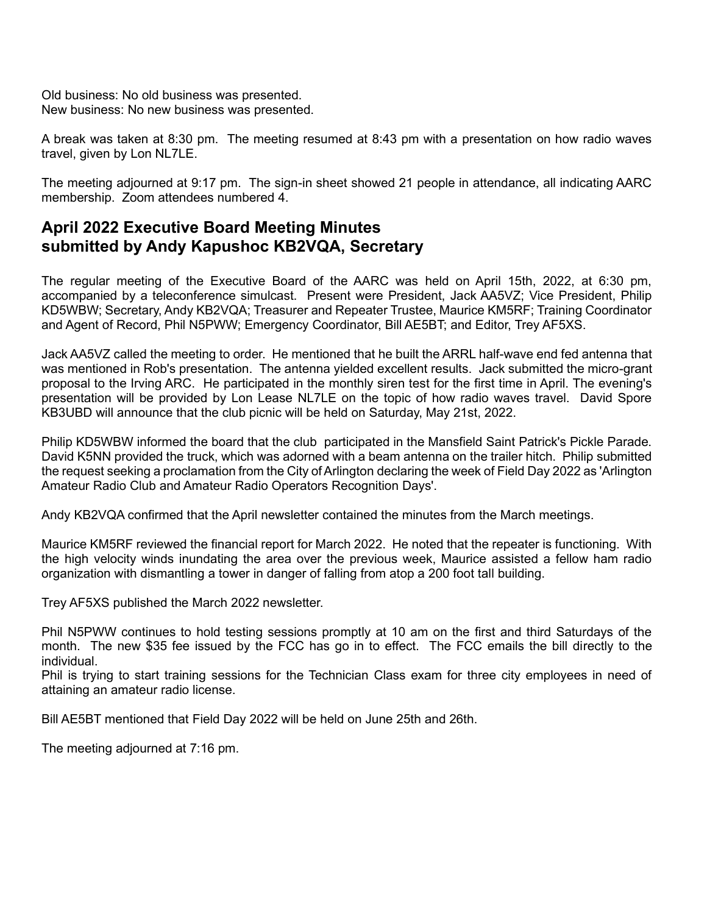Old business: No old business was presented.
New business: No new business was presented.

A break was taken at 8:30 pm. The meeting resumed at 8:43 pm with a presentation on how radio waves travel, given by Lon NL7LE.

The meeting adjourned at 9:17 pm. The sign-in sheet showed 21 people in attendance, all indicating AARC membership. Zoom attendees numbered 4.

## April 2022 Executive Board Meeting Minutes submitted by Andy Kapushoc KB2VQA, Secretary

The regular meeting of the Executive Board of the AARC was held on April 15th, 2022, at 6:30 pm, accompanied by a teleconference simulcast. Present were President, Jack AA5VZ; Vice President, Philip KD5WBW; Secretary, Andy KB2VQA; Treasurer and Repeater Trustee, Maurice KM5RF; Training Coordinator and Agent of Record, Phil N5PWW; Emergency Coordinator, Bill AE5BT; and Editor, Trey AF5XS.

Jack AA5VZ called the meeting to order. He mentioned that he built the ARRL half-wave end fed antenna that was mentioned in Rob's presentation. The antenna yielded excellent results. Jack submitted the micro-grant proposal to the Irving ARC. He participated in the monthly siren test for the first time in April. The evening's presentation will be provided by Lon Lease NL7LE on the topic of how radio waves travel. David Spore KB3UBD will announce that the club picnic will be held on Saturday, May 21st, 2022.

Philip KD5WBW informed the board that the club participated in the Mansfield Saint Patrick's Pickle Parade. David K5NN provided the truck, which was adorned with a beam antenna on the trailer hitch. Philip submitted the request seeking a proclamation from the City of Arlington declaring the week of Field Day 2022 as 'Arlington Amateur Radio Club and Amateur Radio Operators Recognition Days'.

Andy KB2VQA confirmed that the April newsletter contained the minutes from the March meetings.

Maurice KM5RF reviewed the financial report for March 2022. He noted that the repeater is functioning. With the high velocity winds inundating the area over the previous week, Maurice assisted a fellow ham radio organization with dismantling a tower in danger of falling from atop a 200 foot tall building.

Trey AF5XS published the March 2022 newsletter.

Phil N5PWW continues to hold testing sessions promptly at 10 am on the first and third Saturdays of the month. The new $35 fee issued by the FCC has go in to effect. The FCC emails the bill directly to the individual.
Phil is trying to start training sessions for the Technician Class exam for three city employees in need of attaining an amateur radio license.

Bill AE5BT mentioned that Field Day 2022 will be held on June 25th and 26th.

The meeting adjourned at 7:16 pm.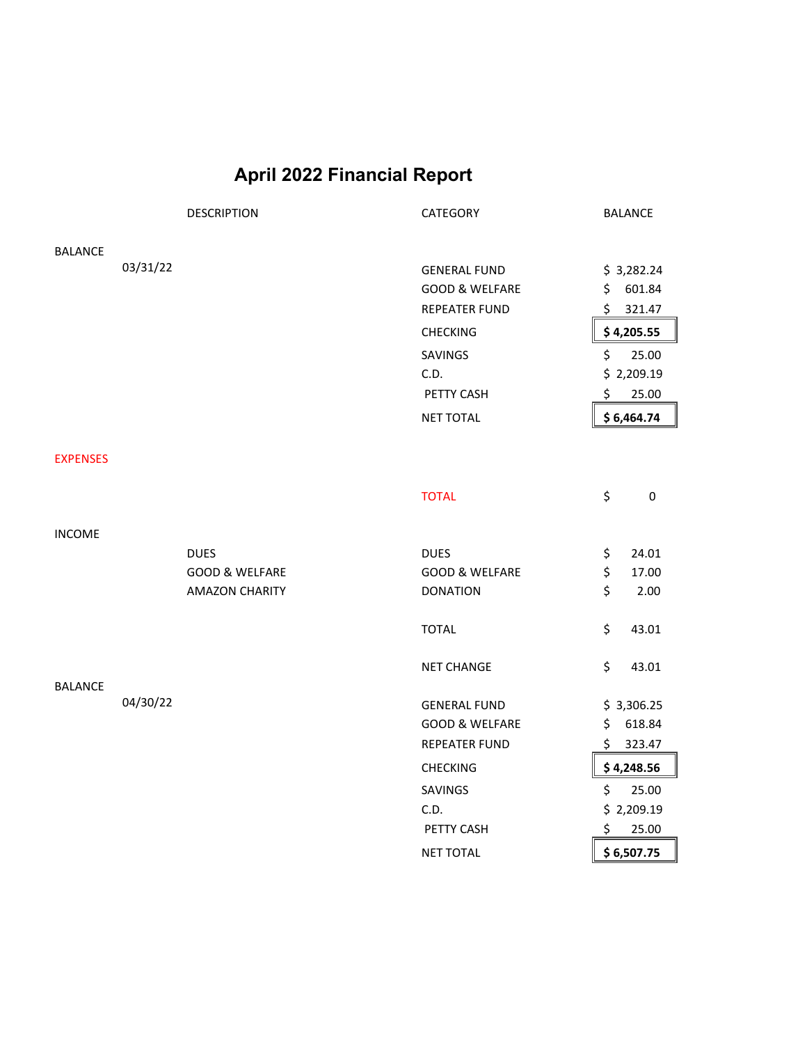# April 2022 Financial Report

| | | DESCRIPTION | CATEGORY | BALANCE |
|---|---|---|---|---|
| BALANCE | | | | |
| | 03/31/22 | | GENERAL FUND | $ 3,282.24 |
| | | | GOOD & WELFARE | $ 601.84 |
| | | | REPEATER FUND | $ 321.47 |
| | | | CHECKING | **$ 4,205.55** |
| | | | SAVINGS | $ 25.00 |
| | | | C.D. | $ 2,209.19 |
| | | | PETTY CASH | $ 25.00 |
| | | | NET TOTAL | **$ 6,464.74** |
| EXPENSES | | | | |
| | | | TOTAL | $ 0 |
| INCOME | | | | |
| | | DUES | DUES | $ 24.01 |
| | | GOOD & WELFARE | GOOD & WELFARE | $ 17.00 |
| | | AMAZON CHARITY | DONATION | $ 2.00 |
| | | | TOTAL | $ 43.01 |
| | | | NET CHANGE | $ 43.01 |
| BALANCE | | | | |
| | 04/30/22 | | GENERAL FUND | $ 3,306.25 |
| | | | GOOD & WELFARE | $ 618.84 |
| | | | REPEATER FUND | $ 323.47 |
| | | | CHECKING | **$ 4,248.56** |
| | | | SAVINGS | $ 25.00 |
| | | | C.D. | $ 2,209.19 |
| | | | PETTY CASH | $ 25.00 |
| | | | NET TOTAL | **$ 6,507.75** |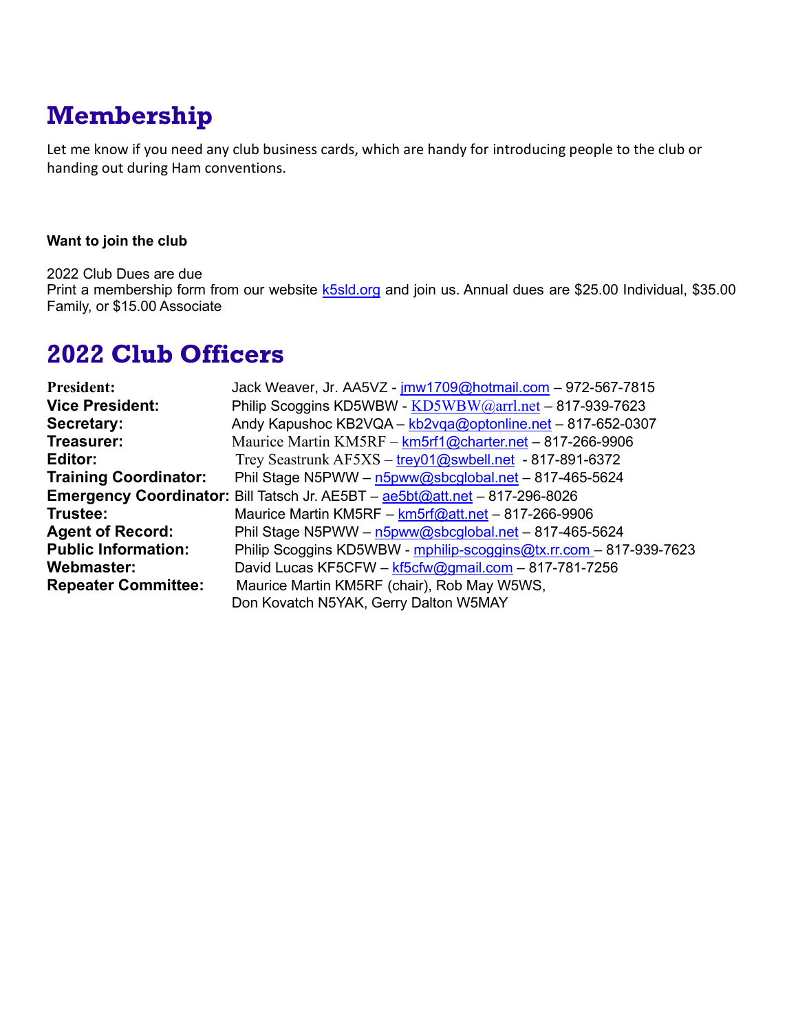# Membership

Let me know if you need any club business cards, which are handy for introducing people to the club or handing out during Ham conventions.

**Want to join the club**

2022 Club Dues are due
Print a membership form from our website k5sld.org and join us. Annual dues are $25.00 Individual, $35.00 Family, or $15.00 Associate

# 2022 Club Officers

**President:** Jack Weaver, Jr. AA5VZ - jmw1709@hotmail.com – 972-567-7815
**Vice President:** Philip Scoggins KD5WBW - KD5WBW@arrl.net – 817-939-7623
**Secretary:** Andy Kapushoc KB2VQA – kb2vqa@optonline.net – 817-652-0307
**Treasurer:** Maurice Martin KM5RF – km5rf1@charter.net – 817-266-9906
**Editor:** Trey Seastrunk AF5XS – trey01@swbell.net - 817-891-6372
**Training Coordinator:** Phil Stage N5PWW – n5pww@sbcglobal.net – 817-465-5624
**Emergency Coordinator:** Bill Tatsch Jr. AE5BT – ae5bt@att.net – 817-296-8026
**Trustee:** Maurice Martin KM5RF – km5rf@att.net – 817-266-9906
**Agent of Record:** Phil Stage N5PWW – n5pww@sbcglobal.net – 817-465-5624
**Public Information:** Philip Scoggins KD5WBW - mphilip-scoggins@tx.rr.com – 817-939-7623
**Webmaster:** David Lucas KF5CFW – kf5cfw@gmail.com – 817-781-7256
**Repeater Committee:** Maurice Martin KM5RF (chair), Rob May W5WS, Don Kovatch N5YAK, Gerry Dalton W5MAY